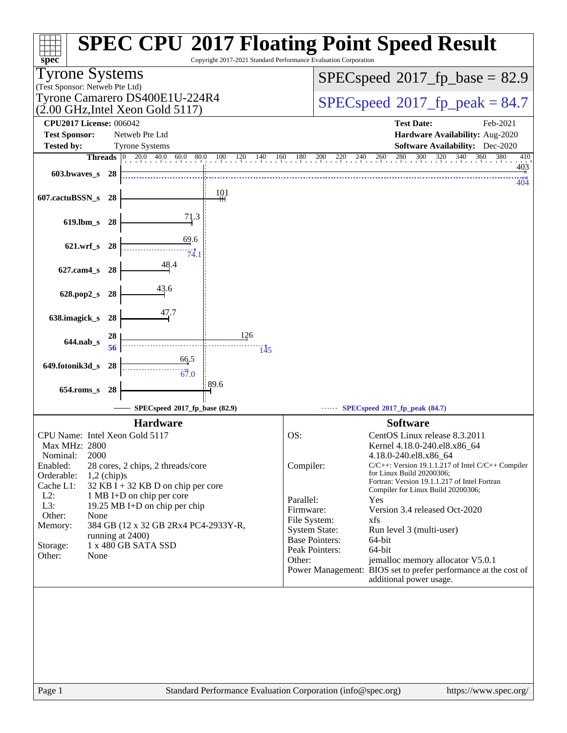# SPEC CPU 2017 Floating Point Speed Result

Copyright 2017-2021 Standard Performance Evaluation Corporation

**Tyrone Systems**
(Test Sponsor: Netweb Pte Ltd)

**Tyrone Camarero DS400E1U-224R4**
**(2.00 GHz, Intel Xeon Gold 5117)**

**SPECspeed 2017_fp_base = 82.9**

**SPECspeed 2017_fp_peak = 84.7**

| | | | |
|---|---|---|---|
| **CPU2017 License:** | 006042 | **Test Date:** | Feb-2021 |
| **Test Sponsor:** | Netweb Pte Ltd | **Hardware Availability:** | Aug-2020 |
| **Tested by:** | Tyrone Systems | **Software Availability:** | Dec-2020 |

Threads | 0 20.0 40.0 60.0 80.0 100 120 140 160 180 200 220 240 260 280 300 320 340 360 380 410

603.bwaves_s 28 — 403 / 404
607.cactuBSSN_s 28 — 101
619.lbm_s 28 — 71.3
621.wrf_s 28 — 69.6 / 74.1
627.cam4_s 28 — 48.4
628.pop2_s 28 — 43.6
638.imagick_s 28 — 47.7
644.nab_s 28 / 56 — 126 / 145
649.fotonik3d_s 28 — 66.5 / 67.0
654.roms_s 28 — 89.6

SPECspeed 2017_fp_base (82.9) — SPECspeed 2017_fp_peak (84.7)

## Hardware

| | |
|---|---|
| CPU Name: | Intel Xeon Gold 5117 |
| Max MHz: | 2800 |
| Nominal: | 2000 |
| Enabled: | 28 cores, 2 chips, 2 threads/core |
| Orderable: | 1,2 (chip)s |
| Cache L1: | 32 KB I + 32 KB D on chip per core |
| L2: | 1 MB I+D on chip per core |
| L3: | 19.25 MB I+D on chip per chip |
| Other: | None |
| Memory: | 384 GB (12 x 32 GB 2Rx4 PC4-2933Y-R, running at 2400) |
| Storage: | 1 x 480 GB SATA SSD |
| Other: | None |

## Software

| | |
|---|---|
| OS: | CentOS Linux release 8.3.2011 Kernel 4.18.0-240.el8.x86_64 4.18.0-240.el8.x86_64 |
| Compiler: | C/C++: Version 19.1.1.217 of Intel C/C++ Compiler for Linux Build 20200306; Fortran: Version 19.1.1.217 of Intel Fortran Compiler for Linux Build 20200306; |
| Parallel: | Yes |
| Firmware: | Version 3.4 released Oct-2020 |
| File System: | xfs |
| System State: | Run level 3 (multi-user) |
| Base Pointers: | 64-bit |
| Peak Pointers: | 64-bit |
| Other: | jemalloc memory allocator V5.0.1 |
| Power Management: | BIOS set to prefer performance at the cost of additional power usage. |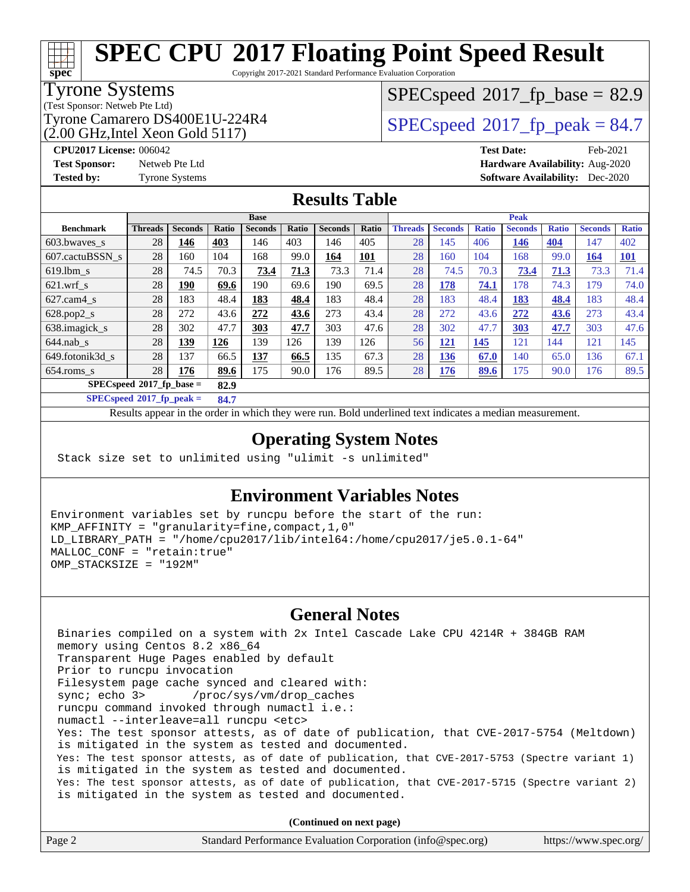# SPEC CPU 2017 Floating Point Speed Result

Copyright 2017-2021 Standard Performance Evaluation Corporation

**Tyrone Systems**
(Test Sponsor: Netweb Pte Ltd)
Tyrone Camarero DS400E1U-224R4
(2.00 GHz,Intel Xeon Gold 5117)

SPECspeed 2017_fp_base = 82.9

SPECspeed 2017_fp_peak = 84.7

**CPU2017 License:** 006042
**Test Sponsor:** Netweb Pte Ltd
**Tested by:** Tyrone Systems

**Test Date:** Feb-2021
**Hardware Availability:** Aug-2020
**Software Availability:** Dec-2020

## Results Table

| | Base | | | | | | | Peak | | | | | | |
|---|---|---|---|---|---|---|---|---|---|---|---|---|---|---|
| **Benchmark** | **Threads** | **Seconds** | **Ratio** | **Seconds** | **Ratio** | **Seconds** | **Ratio** | **Threads** | **Seconds** | **Ratio** | **Seconds** | **Ratio** | **Seconds** | **Ratio** |
| 603.bwaves_s | 28 | **146** | **403** | 146 | 403 | 146 | 405 | 28 | 145 | 406 | **146** | **404** | 147 | 402 |
| 607.cactuBSSN_s | 28 | 160 | 104 | 168 | 99.0 | **164** | **101** | 28 | 160 | 104 | 168 | 99.0 | **164** | **101** |
| 619.lbm_s | 28 | 74.5 | 70.3 | **73.4** | **71.3** | 73.3 | 71.4 | 28 | 74.5 | 70.3 | **73.4** | **71.3** | 73.3 | 71.4 |
| 621.wrf_s | 28 | **190** | **69.6** | 190 | 69.6 | 190 | 69.5 | 28 | **178** | **74.1** | 178 | 74.3 | 179 | 74.0 |
| 627.cam4_s | 28 | 183 | 48.4 | **183** | **48.4** | 183 | 48.4 | 28 | 183 | 48.4 | **183** | **48.4** | 183 | 48.4 |
| 628.pop2_s | 28 | 272 | 43.6 | **272** | **43.6** | 273 | 43.4 | 28 | 272 | 43.6 | **272** | **43.6** | 273 | 43.4 |
| 638.imagick_s | 28 | 302 | 47.7 | **303** | **47.7** | 303 | 47.6 | 28 | 302 | 47.7 | **303** | **47.7** | 303 | 47.6 |
| 644.nab_s | 28 | **139** | **126** | 139 | 126 | 139 | 126 | 56 | **121** | **145** | 121 | 144 | 121 | 145 |
| 649.fotonik3d_s | 28 | 137 | 66.5 | **137** | **66.5** | 135 | 67.3 | 28 | **136** | **67.0** | 140 | 65.0 | 136 | 67.1 |
| 654.roms_s | 28 | **176** | **89.6** | 175 | 90.0 | 176 | 89.5 | 28 | **176** | **89.6** | 175 | 90.0 | 176 | 89.5 |

**SPECspeed 2017_fp_base = 82.9**

**SPECspeed 2017_fp_peak = 84.7**

Results appear in the order in which they were run. Bold underlined text indicates a median measurement.

## Operating System Notes

```
Stack size set to unlimited using "ulimit -s unlimited"
```

## Environment Variables Notes

```
Environment variables set by runcpu before the start of the run:
KMP_AFFINITY = "granularity=fine,compact,1,0"
LD_LIBRARY_PATH = "/home/cpu2017/lib/intel64:/home/cpu2017/je5.0.1-64"
MALLOC_CONF = "retain:true"
OMP_STACKSIZE = "192M"
```

## General Notes

```
Binaries compiled on a system with 2x Intel Cascade Lake CPU 4214R + 384GB RAM
memory using Centos 8.2 x86_64
Transparent Huge Pages enabled by default
Prior to runcpu invocation
Filesystem page cache synced and cleared with:
sync; echo 3>       /proc/sys/vm/drop_caches
runcpu command invoked through numactl i.e.:
numactl --interleave=all runcpu <etc>
Yes: The test sponsor attests, as of date of publication, that CVE-2017-5754 (Meltdown)
is mitigated in the system as tested and documented.
Yes: The test sponsor attests, as of date of publication, that CVE-2017-5753 (Spectre variant 1)
is mitigated in the system as tested and documented.
Yes: The test sponsor attests, as of date of publication, that CVE-2017-5715 (Spectre variant 2)
is mitigated in the system as tested and documented.
```

**(Continued on next page)**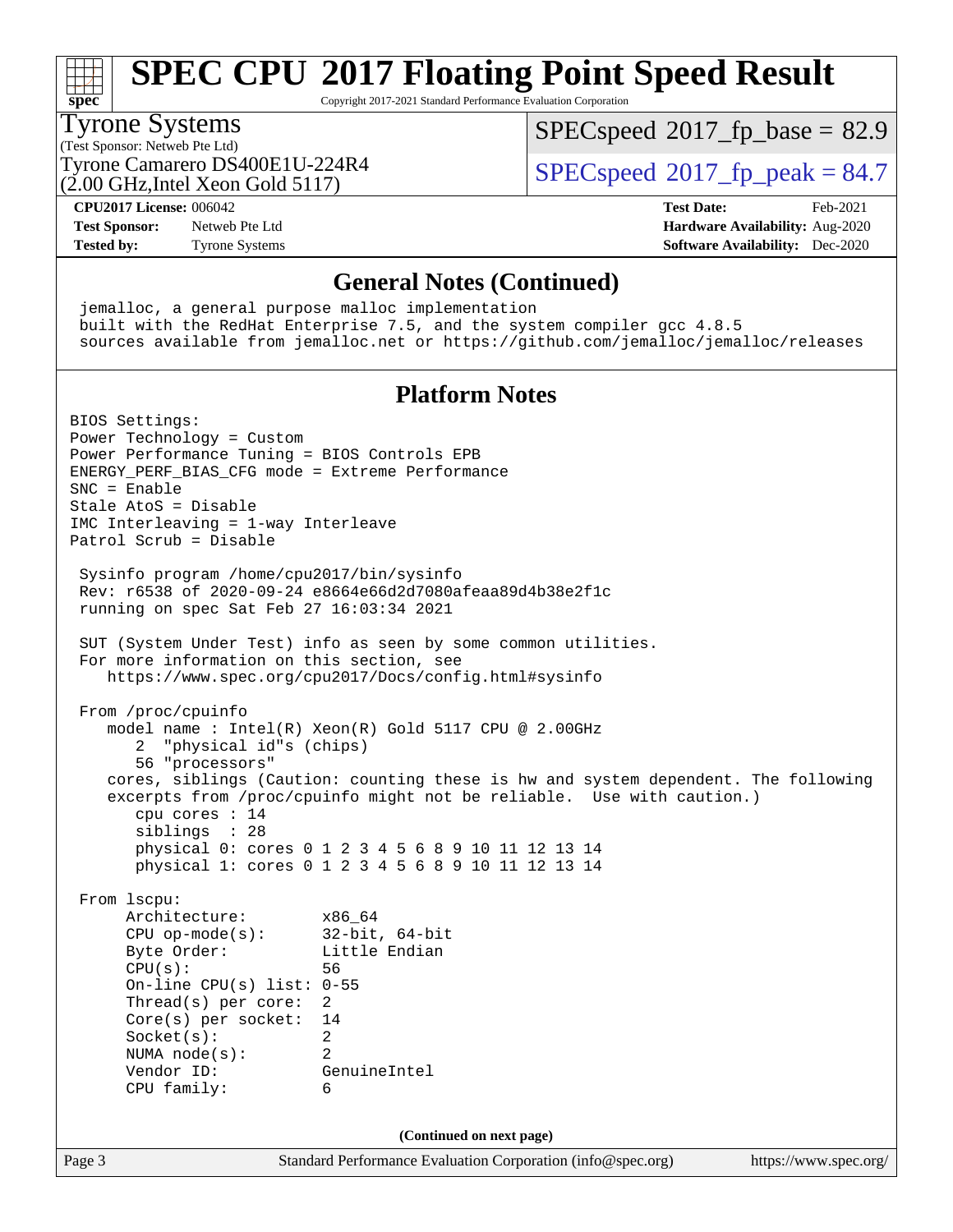# SPEC CPU 2017 Floating Point Speed Result

Copyright 2017-2021 Standard Performance Evaluation Corporation

**Tyrone Systems**
(Test Sponsor: Netweb Pte Ltd)
Tyrone Camarero DS400E1U-224R4
(2.00 GHz,Intel Xeon Gold 5117)

SPECspeed 2017_fp_base = 82.9

SPECspeed 2017_fp_peak = 84.7

**CPU2017 License:** 006042
**Test Sponsor:** Netweb Pte Ltd
**Tested by:** Tyrone Systems

**Test Date:** Feb-2021
**Hardware Availability:** Aug-2020
**Software Availability:** Dec-2020

## General Notes (Continued)

```
jemalloc, a general purpose malloc implementation
built with the RedHat Enterprise 7.5, and the system compiler gcc 4.8.5
sources available from jemalloc.net or https://github.com/jemalloc/jemalloc/releases
```

## Platform Notes

```
BIOS Settings:
Power Technology = Custom
Power Performance Tuning = BIOS Controls EPB
ENERGY_PERF_BIAS_CFG mode = Extreme Performance
SNC = Enable
Stale AtoS = Disable
IMC Interleaving = 1-way Interleave
Patrol Scrub = Disable

 Sysinfo program /home/cpu2017/bin/sysinfo
 Rev: r6538 of 2020-09-24 e8664e66d2d7080afeaa89d4b38e2f1c
 running on spec Sat Feb 27 16:03:34 2021

 SUT (System Under Test) info as seen by some common utilities.
 For more information on this section, see
    https://www.spec.org/cpu2017/Docs/config.html#sysinfo

 From /proc/cpuinfo
    model name : Intel(R) Xeon(R) Gold 5117 CPU @ 2.00GHz
       2  "physical id"s (chips)
       56 "processors"
    cores, siblings (Caution: counting these is hw and system dependent. The following
    excerpts from /proc/cpuinfo might not be reliable.  Use with caution.)
       cpu cores : 14
       siblings  : 28
       physical 0: cores 0 1 2 3 4 5 6 8 9 10 11 12 13 14
       physical 1: cores 0 1 2 3 4 5 6 8 9 10 11 12 13 14

 From lscpu:
      Architecture:        x86_64
      CPU op-mode(s):      32-bit, 64-bit
      Byte Order:          Little Endian
      CPU(s):              56
      On-line CPU(s) list: 0-55
      Thread(s) per core:  2
      Core(s) per socket:  14
      Socket(s):           2
      NUMA node(s):        2
      Vendor ID:           GenuineIntel
      CPU family:          6
```

**(Continued on next page)**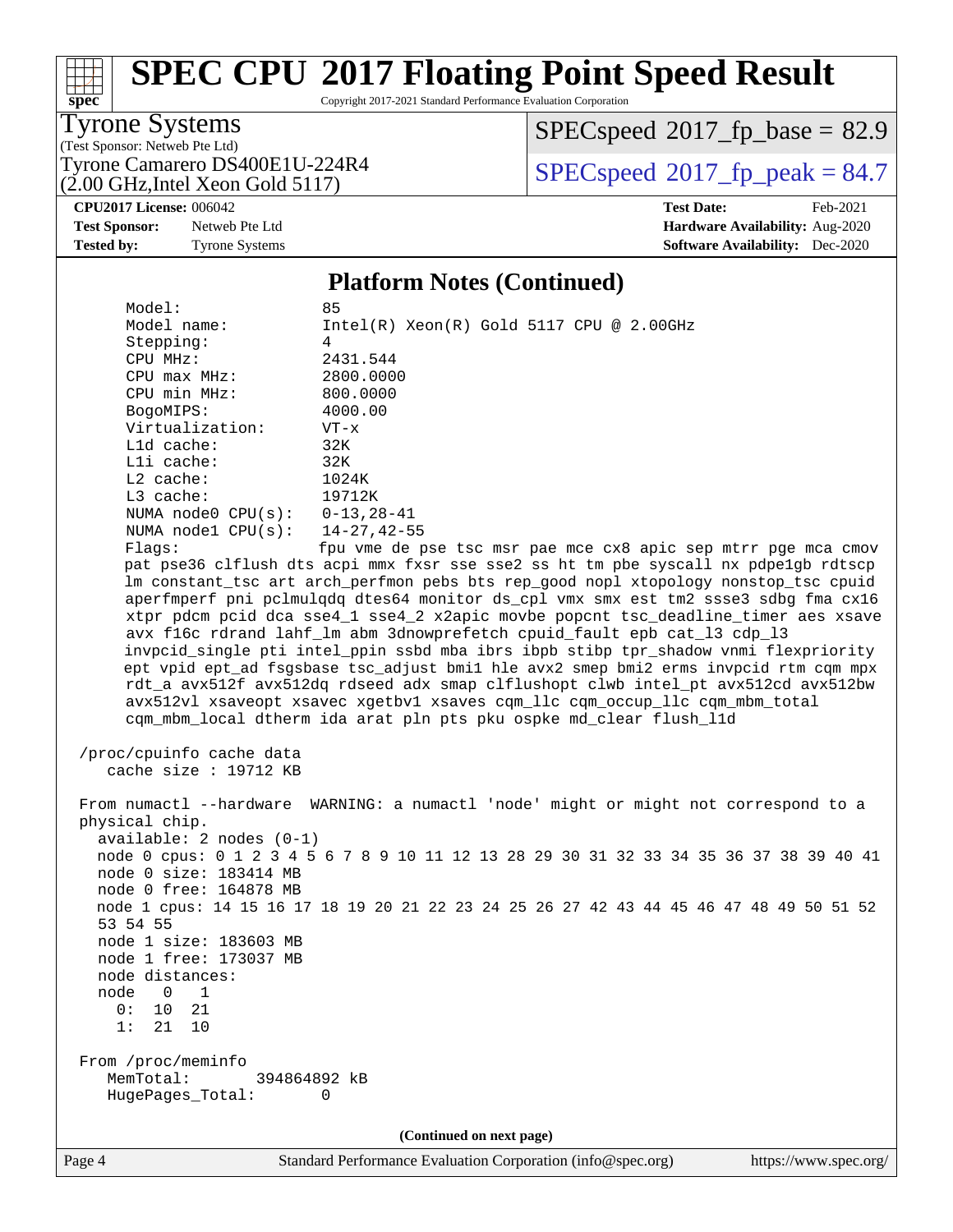# SPEC CPU 2017 Floating Point Speed Result

Copyright 2017-2021 Standard Performance Evaluation Corporation

Tyrone Systems
(Test Sponsor: Netweb Pte Ltd)
Tyrone Camarero DS400E1U-224R4
(2.00 GHz,Intel Xeon Gold 5117)

SPECspeed 2017_fp_base = 82.9

SPECspeed 2017_fp_peak = 84.7

**CPU2017 License:** 006042
**Test Sponsor:** Netweb Pte Ltd
**Tested by:** Tyrone Systems

**Test Date:** Feb-2021
**Hardware Availability:** Aug-2020
**Software Availability:** Dec-2020

## Platform Notes (Continued)

```
      Model:                 85
      Model name:            Intel(R) Xeon(R) Gold 5117 CPU @ 2.00GHz
      Stepping:              4
      CPU MHz:               2431.544
      CPU max MHz:           2800.0000
      CPU min MHz:           800.0000
      BogoMIPS:              4000.00
      Virtualization:        VT-x
      L1d cache:             32K
      L1i cache:             32K
      L2 cache:              1024K
      L3 cache:              19712K
      NUMA node0 CPU(s):     0-13,28-41
      NUMA node1 CPU(s):     14-27,42-55
      Flags:                 fpu vme de pse tsc msr pae mce cx8 apic sep mtrr pge mca cmov
      pat pse36 clflush dts acpi mmx fxsr sse sse2 ss ht tm pbe syscall nx pdpe1gb rdtscp
      lm constant_tsc art arch_perfmon pebs bts rep_good nopl xtopology nonstop_tsc cpuid
      aperfmperf pni pclmulqdq dtes64 monitor ds_cpl vmx smx est tm2 ssse3 sdbg fma cx16
      xtpr pdcm pcid dca sse4_1 sse4_2 x2apic movbe popcnt tsc_deadline_timer aes xsave
      avx f16c rdrand lahf_lm abm 3dnowprefetch cpuid_fault epb cat_l3 cdp_l3
      invpcid_single pti intel_ppin ssbd mba ibrs ibpb stibp tpr_shadow vnmi flexpriority
      ept vpid ept_ad fsgsbase tsc_adjust bmi1 hle avx2 smep bmi2 erms invpcid rtm cqm mpx
      rdt_a avx512f avx512dq rdseed adx smap clflushopt clwb intel_pt avx512cd avx512bw
      avx512vl xsaveopt xsavec xgetbv1 xsaves cqm_llc cqm_occup_llc cqm_mbm_total
      cqm_mbm_local dtherm ida arat pln pts pku ospke md_clear flush_l1d

 /proc/cpuinfo cache data
    cache size : 19712 KB

 From numactl --hardware  WARNING: a numactl 'node' might or might not correspond to a
 physical chip.
   available: 2 nodes (0-1)
   node 0 cpus: 0 1 2 3 4 5 6 7 8 9 10 11 12 13 28 29 30 31 32 33 34 35 36 37 38 39 40 41
   node 0 size: 183414 MB
   node 0 free: 164878 MB
   node 1 cpus: 14 15 16 17 18 19 20 21 22 23 24 25 26 27 42 43 44 45 46 47 48 49 50 51 52
   53 54 55
   node 1 size: 183603 MB
   node 1 free: 173037 MB
   node distances:
   node   0   1
     0:  10  21
     1:  21  10

 From /proc/meminfo
    MemTotal:       394864892 kB
    HugePages_Total:       0
```

(Continued on next page)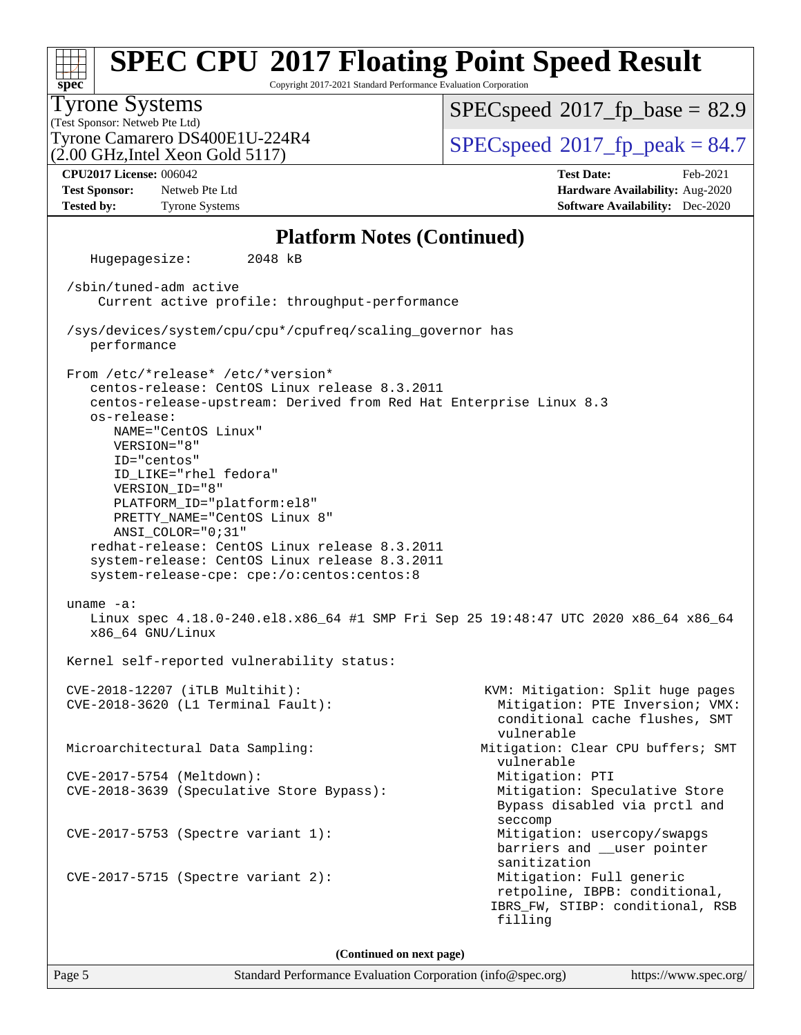# SPEC CPU 2017 Floating Point Speed Result

Copyright 2017-2021 Standard Performance Evaluation Corporation

Tyrone Systems
(Test Sponsor: Netweb Pte Ltd)
Tyrone Camarero DS400E1U-224R4
(2.00 GHz,Intel Xeon Gold 5117)

SPECspeed 2017_fp_base = 82.9
SPECspeed 2017_fp_peak = 84.7

**CPU2017 License:** 006042
**Test Sponsor:** Netweb Pte Ltd
**Tested by:** Tyrone Systems

**Test Date:** Feb-2021
**Hardware Availability:** Aug-2020
**Software Availability:** Dec-2020

## Platform Notes (Continued)

```
   Hugepagesize:       2048 kB

 /sbin/tuned-adm active
     Current active profile: throughput-performance

 /sys/devices/system/cpu/cpu*/cpufreq/scaling_governor has
    performance

 From /etc/*release* /etc/*version*
    centos-release: CentOS Linux release 8.3.2011
    centos-release-upstream: Derived from Red Hat Enterprise Linux 8.3
    os-release:
       NAME="CentOS Linux"
       VERSION="8"
       ID="centos"
       ID_LIKE="rhel fedora"
       VERSION_ID="8"
       PLATFORM_ID="platform:el8"
       PRETTY_NAME="CentOS Linux 8"
       ANSI_COLOR="0;31"
    redhat-release: CentOS Linux release 8.3.2011
    system-release: CentOS Linux release 8.3.2011
    system-release-cpe: cpe:/o:centos:centos:8

 uname -a:
    Linux spec 4.18.0-240.el8.x86_64 #1 SMP Fri Sep 25 19:48:47 UTC 2020 x86_64 x86_64
    x86_64 GNU/Linux

 Kernel self-reported vulnerability status:

 CVE-2018-12207 (iTLB Multihit):                          KVM: Mitigation: Split huge pages
 CVE-2018-3620 (L1 Terminal Fault):                         Mitigation: PTE Inversion; VMX:
                                                            conditional cache flushes, SMT
                                                            vulnerable
 Microarchitectural Data Sampling:                        Mitigation: Clear CPU buffers; SMT
                                                            vulnerable
 CVE-2017-5754 (Meltdown):                                  Mitigation: PTI
 CVE-2018-3639 (Speculative Store Bypass):                  Mitigation: Speculative Store
                                                            Bypass disabled via prctl and
                                                            seccomp
 CVE-2017-5753 (Spectre variant 1):                         Mitigation: usercopy/swapgs
                                                            barriers and __user pointer
                                                            sanitization
 CVE-2017-5715 (Spectre variant 2):                         Mitigation: Full generic
                                                            retpoline, IBPB: conditional,
                                                           IBRS_FW, STIBP: conditional, RSB
                                                            filling
```

(Continued on next page)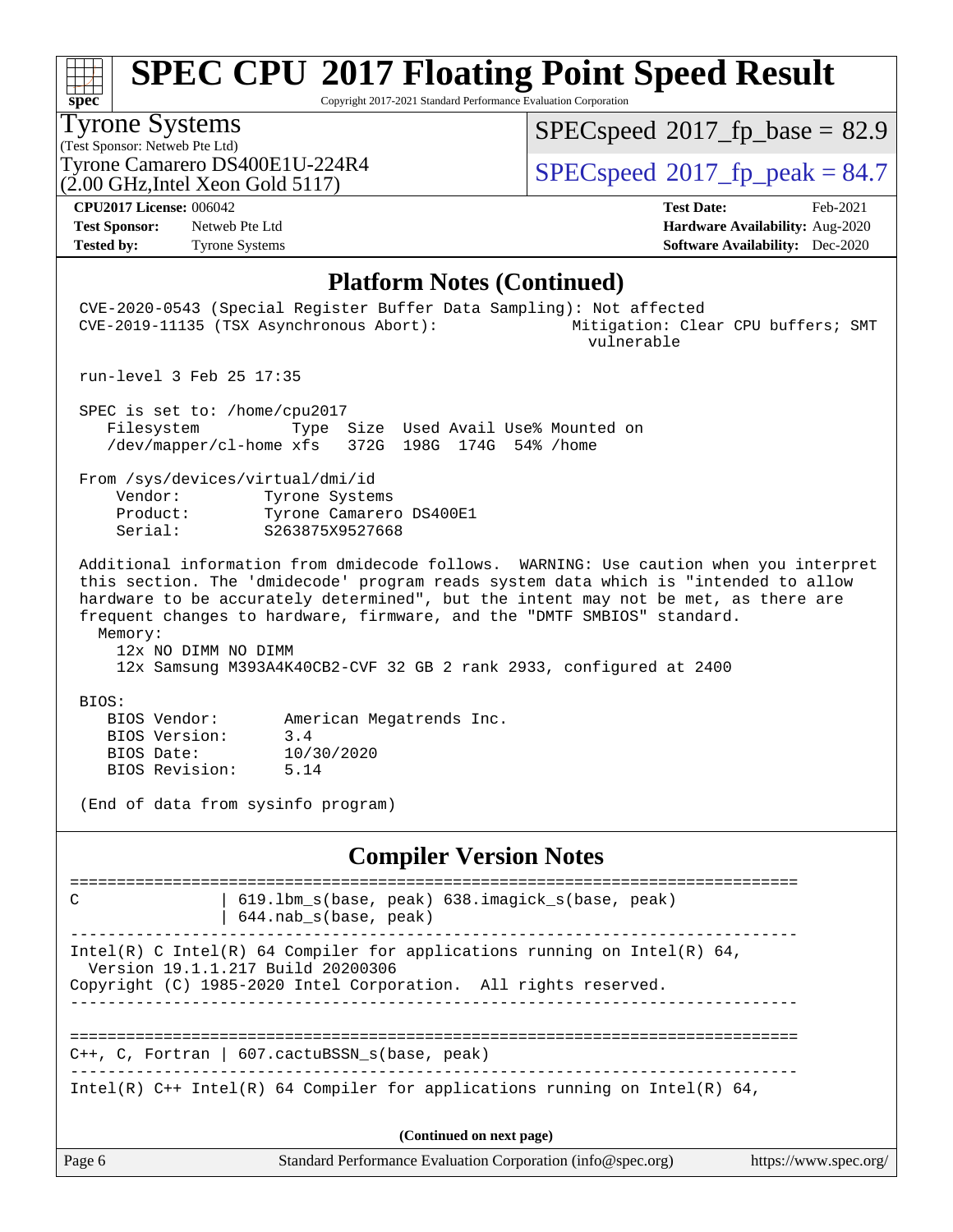# SPEC CPU 2017 Floating Point Speed Result

Copyright 2017-2021 Standard Performance Evaluation Corporation

**Tyrone Systems**
(Test Sponsor: Netweb Pte Ltd)
Tyrone Camarero DS400E1U-224R4
(2.00 GHz,Intel Xeon Gold 5117)

SPECspeed 2017_fp_base = 82.9
SPECspeed 2017_fp_peak = 84.7

**CPU2017 License:** 006042
**Test Sponsor:** Netweb Pte Ltd
**Tested by:** Tyrone Systems

**Test Date:** Feb-2021
**Hardware Availability:** Aug-2020
**Software Availability:** Dec-2020

## Platform Notes (Continued)

```
CVE-2020-0543 (Special Register Buffer Data Sampling): Not affected
CVE-2019-11135 (TSX Asynchronous Abort):              Mitigation: Clear CPU buffers; SMT
                                                       vulnerable

run-level 3 Feb 25 17:35

SPEC is set to: /home/cpu2017
   Filesystem          Type  Size  Used Avail Use% Mounted on
   /dev/mapper/cl-home xfs   372G  198G  174G  54% /home

From /sys/devices/virtual/dmi/id
    Vendor:         Tyrone Systems
    Product:        Tyrone Camarero DS400E1
    Serial:         S263875X9527668

Additional information from dmidecode follows.  WARNING: Use caution when you interpret
this section. The 'dmidecode' program reads system data which is "intended to allow
hardware to be accurately determined", but the intent may not be met, as there are
frequent changes to hardware, firmware, and the "DMTF SMBIOS" standard.
  Memory:
    12x NO DIMM NO DIMM
    12x Samsung M393A4K40CB2-CVF 32 GB 2 rank 2933, configured at 2400

BIOS:
   BIOS Vendor:       American Megatrends Inc.
   BIOS Version:      3.4
   BIOS Date:         10/30/2020
   BIOS Revision:     5.14

(End of data from sysinfo program)
```

## Compiler Version Notes

```
==============================================================================
C               | 619.lbm_s(base, peak) 638.imagick_s(base, peak)
                | 644.nab_s(base, peak)
------------------------------------------------------------------------------
Intel(R) C Intel(R) 64 Compiler for applications running on Intel(R) 64,
  Version 19.1.1.217 Build 20200306
Copyright (C) 1985-2020 Intel Corporation.  All rights reserved.
------------------------------------------------------------------------------

==============================================================================
C++, C, Fortran | 607.cactuBSSN_s(base, peak)
------------------------------------------------------------------------------
Intel(R) C++ Intel(R) 64 Compiler for applications running on Intel(R) 64,
```

(Continued on next page)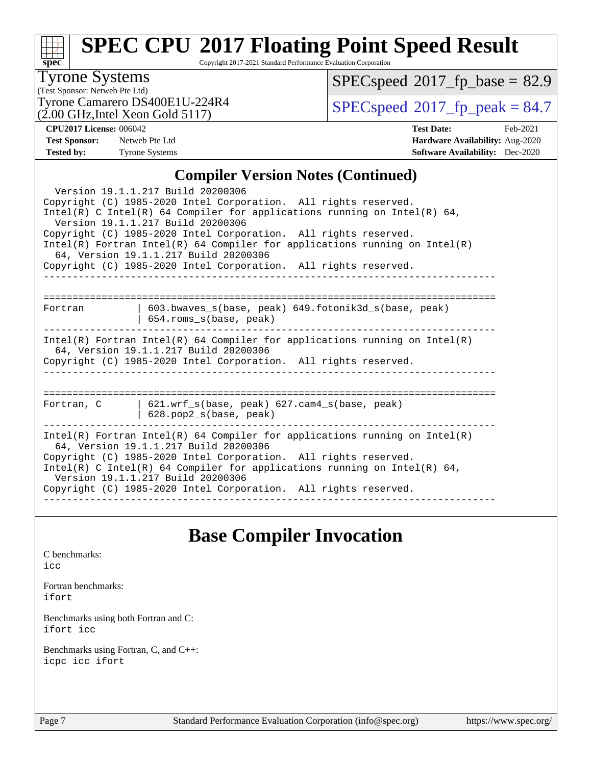# SPEC CPU 2017 Floating Point Speed Result

Copyright 2017-2021 Standard Performance Evaluation Corporation

Tyrone Systems
(Test Sponsor: Netweb Pte Ltd)
Tyrone Camarero DS400E1U-224R4
(2.00 GHz,Intel Xeon Gold 5117)

SPECspeed 2017_fp_base = 82.9
SPECspeed 2017_fp_peak = 84.7

**CPU2017 License:** 006042
**Test Sponsor:** Netweb Pte Ltd
**Tested by:** Tyrone Systems

**Test Date:** Feb-2021
**Hardware Availability:** Aug-2020
**Software Availability:** Dec-2020

## Compiler Version Notes (Continued)

```
  Version 19.1.1.217 Build 20200306
Copyright (C) 1985-2020 Intel Corporation.  All rights reserved.
Intel(R) C Intel(R) 64 Compiler for applications running on Intel(R) 64,
  Version 19.1.1.217 Build 20200306
Copyright (C) 1985-2020 Intel Corporation.  All rights reserved.
Intel(R) Fortran Intel(R) 64 Compiler for applications running on Intel(R)
  64, Version 19.1.1.217 Build 20200306
Copyright (C) 1985-2020 Intel Corporation.  All rights reserved.
------------------------------------------------------------------------------

==============================================================================
Fortran         | 603.bwaves_s(base, peak) 649.fotonik3d_s(base, peak)
                | 654.roms_s(base, peak)
------------------------------------------------------------------------------
Intel(R) Fortran Intel(R) 64 Compiler for applications running on Intel(R)
  64, Version 19.1.1.217 Build 20200306
Copyright (C) 1985-2020 Intel Corporation.  All rights reserved.
------------------------------------------------------------------------------

==============================================================================
Fortran, C      | 621.wrf_s(base, peak) 627.cam4_s(base, peak)
                | 628.pop2_s(base, peak)
------------------------------------------------------------------------------
Intel(R) Fortran Intel(R) 64 Compiler for applications running on Intel(R)
  64, Version 19.1.1.217 Build 20200306
Copyright (C) 1985-2020 Intel Corporation.  All rights reserved.
Intel(R) C Intel(R) 64 Compiler for applications running on Intel(R) 64,
  Version 19.1.1.217 Build 20200306
Copyright (C) 1985-2020 Intel Corporation.  All rights reserved.
------------------------------------------------------------------------------
```

## Base Compiler Invocation

C benchmarks:
icc

Fortran benchmarks:
ifort

Benchmarks using both Fortran and C:
ifort icc

Benchmarks using Fortran, C, and C++:
icpc icc ifort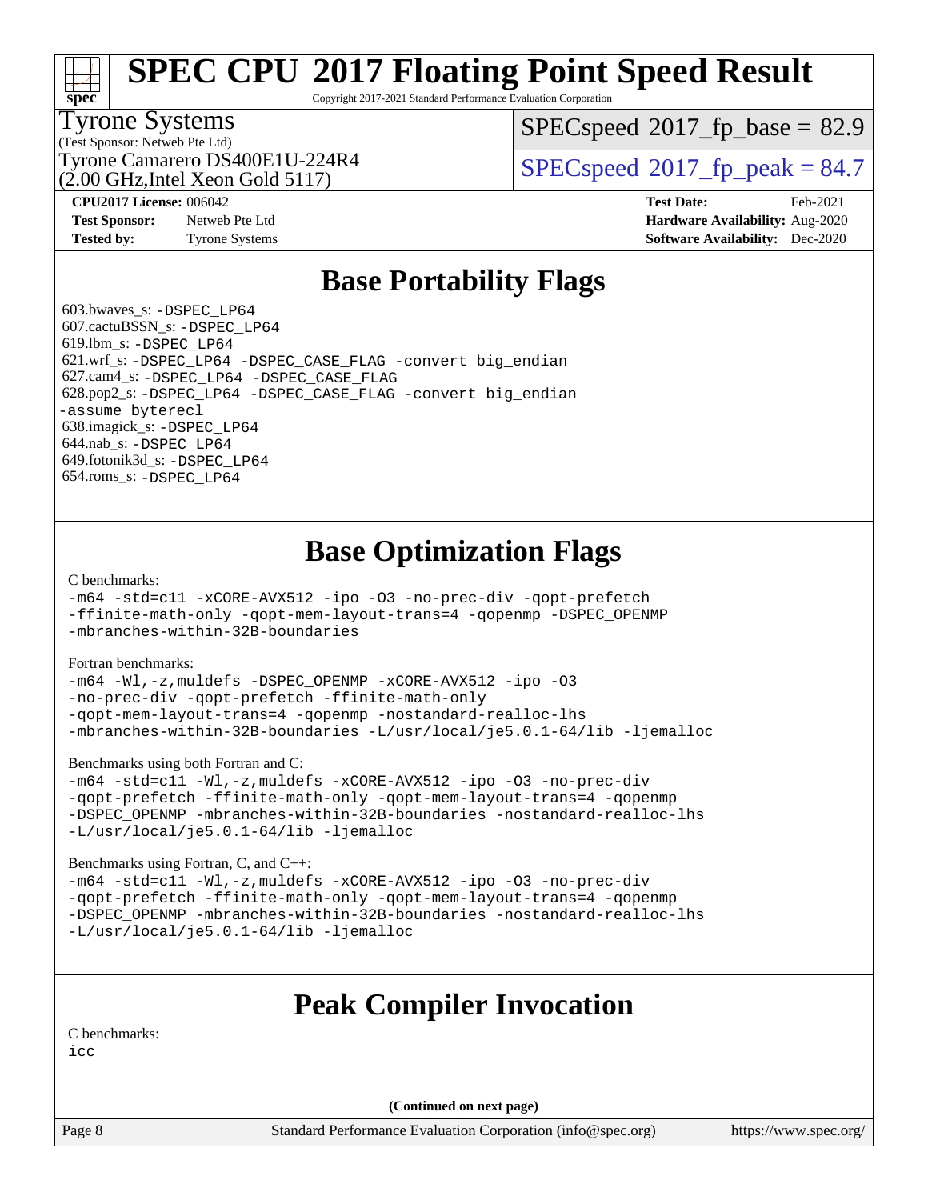# SPEC CPU 2017 Floating Point Speed Result

Copyright 2017-2021 Standard Performance Evaluation Corporation

Tyrone Systems
(Test Sponsor: Netweb Pte Ltd)
Tyrone Camarero DS400E1U-224R4
(2.00 GHz,Intel Xeon Gold 5117)

SPECspeed 2017_fp_base = 82.9

SPECspeed 2017_fp_peak = 84.7

**CPU2017 License:** 006042
**Test Sponsor:** Netweb Pte Ltd
**Tested by:** Tyrone Systems

**Test Date:** Feb-2021
**Hardware Availability:** Aug-2020
**Software Availability:** Dec-2020

## Base Portability Flags

603.bwaves_s: -DSPEC_LP64
607.cactuBSSN_s: -DSPEC_LP64
619.lbm_s: -DSPEC_LP64
621.wrf_s: -DSPEC_LP64 -DSPEC_CASE_FLAG -convert big_endian
627.cam4_s: -DSPEC_LP64 -DSPEC_CASE_FLAG
628.pop2_s: -DSPEC_LP64 -DSPEC_CASE_FLAG -convert big_endian -assume byterecl
638.imagick_s: -DSPEC_LP64
644.nab_s: -DSPEC_LP64
649.fotonik3d_s: -DSPEC_LP64
654.roms_s: -DSPEC_LP64

## Base Optimization Flags

C benchmarks:
-m64 -std=c11 -xCORE-AVX512 -ipo -O3 -no-prec-div -qopt-prefetch -ffinite-math-only -qopt-mem-layout-trans=4 -qopenmp -DSPEC_OPENMP -mbranches-within-32B-boundaries

Fortran benchmarks:
-m64 -Wl,-z,muldefs -DSPEC_OPENMP -xCORE-AVX512 -ipo -O3 -no-prec-div -qopt-prefetch -ffinite-math-only -qopt-mem-layout-trans=4 -qopenmp -nostandard-realloc-lhs -mbranches-within-32B-boundaries -L/usr/local/je5.0.1-64/lib -ljemalloc

Benchmarks using both Fortran and C:
-m64 -std=c11 -Wl,-z,muldefs -xCORE-AVX512 -ipo -O3 -no-prec-div -qopt-prefetch -ffinite-math-only -qopt-mem-layout-trans=4 -qopenmp -DSPEC_OPENMP -mbranches-within-32B-boundaries -nostandard-realloc-lhs -L/usr/local/je5.0.1-64/lib -ljemalloc

Benchmarks using Fortran, C, and C++:
-m64 -std=c11 -Wl,-z,muldefs -xCORE-AVX512 -ipo -O3 -no-prec-div -qopt-prefetch -ffinite-math-only -qopt-mem-layout-trans=4 -qopenmp -DSPEC_OPENMP -mbranches-within-32B-boundaries -nostandard-realloc-lhs -L/usr/local/je5.0.1-64/lib -ljemalloc

## Peak Compiler Invocation

C benchmarks:
icc

**(Continued on next page)**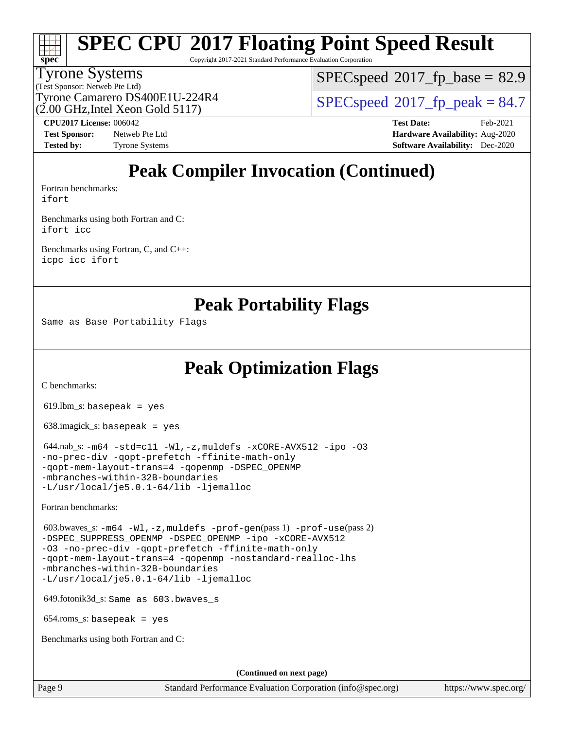# Peak Compiler Invocation (Continued)

Fortran benchmarks:
ifort

Benchmarks using both Fortran and C:
ifort icc

Benchmarks using Fortran, C, and C++:
icpc icc ifort

# Peak Portability Flags

Same as Base Portability Flags

# Peak Optimization Flags

C benchmarks:

619.lbm_s: basepeak = yes

638.imagick_s: basepeak = yes

644.nab_s: -m64 -std=c11 -Wl,-z,muldefs -xCORE-AVX512 -ipo -O3 -no-prec-div -qopt-prefetch -ffinite-math-only -qopt-mem-layout-trans=4 -qopenmp -DSPEC_OPENMP -mbranches-within-32B-boundaries -L/usr/local/je5.0.1-64/lib -ljemalloc

Fortran benchmarks:

603.bwaves_s: -m64 -Wl,-z,muldefs -prof-gen(pass 1) -prof-use(pass 2) -DSPEC_SUPPRESS_OPENMP -DSPEC_OPENMP -ipo -xCORE-AVX512 -O3 -no-prec-div -qopt-prefetch -ffinite-math-only -qopt-mem-layout-trans=4 -qopenmp -nostandard-realloc-lhs -mbranches-within-32B-boundaries -L/usr/local/je5.0.1-64/lib -ljemalloc

649.fotonik3d_s: Same as 603.bwaves_s

654.roms_s: basepeak = yes

Benchmarks using both Fortran and C:

(Continued on next page)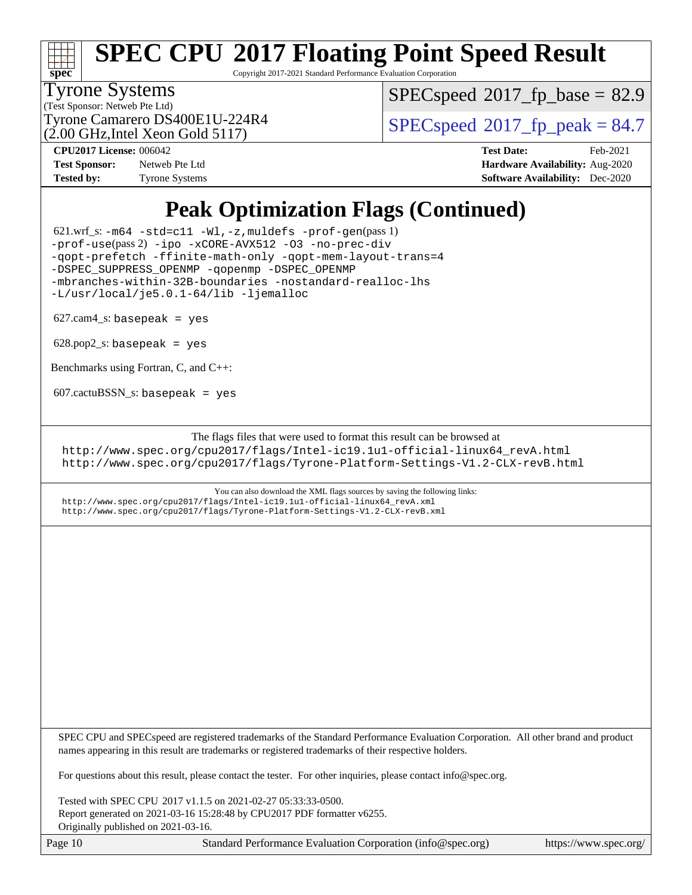# SPEC CPU 2017 Floating Point Speed Result

Copyright 2017-2021 Standard Performance Evaluation Corporation

Tyrone Systems
(Test Sponsor: Netweb Pte Ltd)
Tyrone Camarero DS400E1U-224R4
(2.00 GHz,Intel Xeon Gold 5117)

SPECspeed 2017_fp_base = 82.9

SPECspeed 2017_fp_peak = 84.7

**CPU2017 License:** 006042
**Test Sponsor:** Netweb Pte Ltd
**Tested by:** Tyrone Systems

**Test Date:** Feb-2021
**Hardware Availability:** Aug-2020
**Software Availability:** Dec-2020

## Peak Optimization Flags (Continued)

621.wrf_s: -m64 -std=c11 -Wl,-z,muldefs -prof-gen(pass 1) -prof-use(pass 2) -ipo -xCORE-AVX512 -O3 -no-prec-div -qopt-prefetch -ffinite-math-only -qopt-mem-layout-trans=4 -DSPEC_SUPPRESS_OPENMP -qopenmp -DSPEC_OPENMP -mbranches-within-32B-boundaries -nostandard-realloc-lhs -L/usr/local/je5.0.1-64/lib -ljemalloc

627.cam4_s: basepeak = yes

628.pop2_s: basepeak = yes

Benchmarks using Fortran, C, and C++:

607.cactuBSSN_s: basepeak = yes

The flags files that were used to format this result can be browsed at
http://www.spec.org/cpu2017/flags/Intel-ic19.1u1-official-linux64_revA.html
http://www.spec.org/cpu2017/flags/Tyrone-Platform-Settings-V1.2-CLX-revB.html

You can also download the XML flags sources by saving the following links:
http://www.spec.org/cpu2017/flags/Intel-ic19.1u1-official-linux64_revA.xml
http://www.spec.org/cpu2017/flags/Tyrone-Platform-Settings-V1.2-CLX-revB.xml

SPEC CPU and SPECspeed are registered trademarks of the Standard Performance Evaluation Corporation. All other brand and product names appearing in this result are trademarks or registered trademarks of their respective holders.

For questions about this result, please contact the tester. For other inquiries, please contact info@spec.org.

Tested with SPEC CPU 2017 v1.1.5 on 2021-02-27 05:33:33-0500.
Report generated on 2021-03-16 15:28:48 by CPU2017 PDF formatter v6255.
Originally published on 2021-03-16.